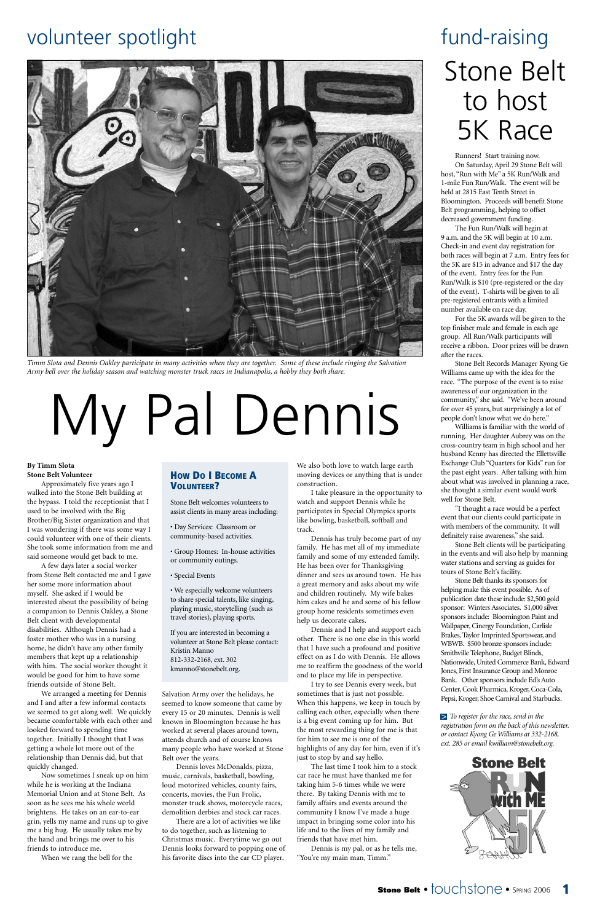# volunteer spotlight

*Timm Slota and Dennis Oakley participate in many activities when they are together. Some of these include ringing the Salvation Army bell over the holiday season and watching monster truck races in Indianapolis, a hobby they both share.*

# My Pal Dennis

**By Timm Slota**
**Stone Belt Volunteer**

Approximately five years ago I walked into the Stone Belt building at the bypass. I told the receptionist that I used to be involved with the Big Brother/Big Sister organization and that I was wondering if there was some way I could volunteer with one of their clients. She took some information from me and said someone would get back to me.

A few days later a social worker from Stone Belt contacted me and I gave her some more information about myself. She asked if I would be interested about the possibility of being a companion to Dennis Oakley, a Stone Belt client with developmental disabilities. Although Dennis had a foster mother who was in a nursing home, he didn't have any other family members that kept up a relationship with him. The social worker thought it would be good for him to have some friends outside of Stone Belt.

We arranged a meeting for Dennis and I and after a few informal contacts we seemed to get along well. We quickly became comfortable with each other and looked forward to spending time together. Initially I thought that I was getting a whole lot more out of the relationship than Dennis did, but that quickly changed.

Now sometimes I sneak up on him while he is working at the Indiana Memorial Union and at Stone Belt. As soon as he sees me his whole world brightens. He takes on an ear-to-ear grin, yells my name and runs up to give me a big hug. He usually takes me by the hand and brings me over to his friends to introduce me.

When we rang the bell for the Salvation Army over the holidays, he seemed to know someone that came by every 15 or 20 minutes. Dennis is well known in Bloomington because he has worked at several places around town, attends church and of course knows many people who have worked at Stone Belt over the years.

Dennis loves McDonalds, pizza, music, carnivals, basketball, bowling, loud motorized vehicles, county fairs, concerts, movies, the Fun Frolic, monster truck shows, motorcycle races, demolition derbies and stock car races.

There are a lot of activities we like to do together, such as listening to Christmas music. Everytime we go out Dennis looks forward to popping one of his favorite discs into the car CD player. We also both love to watch large earth moving devices or anything that is under construction.

I take pleasure in the opportunity to watch and support Dennis while he participates in Special Olympics sports like bowling, basketball, softball and track.

Dennis has truly become part of my family. He has met all of my immediate family and some of my extended family. He has been over for Thanksgiving dinner and sees us around town. He has a great memory and asks about my wife and children routinely. My wife bakes him cakes and he and some of his fellow group home residents sometimes even help us decorate cakes.

Dennis and I help and support each other. There is no one else in this world that I have such a profound and positive effect on as I do with Dennis. He allows me to reaffirm the goodness of the world and to place my life in perspective.

I try to see Dennis every week, but sometimes that is just not possible. When this happens, we keep in touch by calling each other, especially when there is a big event coming up for him. But the most rewarding thing for me is that for him to see me is one of the highlights of any day for him, even if it's just to stop by and say hello.

The last time I took him to a stock car race he must have thanked me for taking him 5-6 times while we were there. By taking Dennis with me to family affairs and events around the community I know I've made a huge impact in bringing some color into his life and to the lives of my family and friends that have met him.

Dennis is my pal, or as he tells me, "You're my main man, Timm."

### How Do I Become a Volunteer?

Stone Belt welcomes volunteers to assist clients in many areas including:

- Day Services: Classroom or community-based activities.
- Group Homes: In-house activities or community outings.
- Special Events
- We especially welcome volunteers to share special talents, like singing, playing music, storytelling (such as travel stories), playing sports.

If you are interested in becoming a volunteer at Stone Belt please contact: Kristin Manno 812-332-2168, ext. 302 kmanno@stonebelt.org.

# fund-raising

## Stone Belt to host 5K Race

Runners! Start training now.

On Saturday, April 29 Stone Belt will host, "Run with Me" a 5K Run/Walk and 1-mile Fun Run/Walk. The event will be held at 2815 East Tenth Street in Bloomington. Proceeds will benefit Stone Belt programming, helping to offset decreased government funding.

The Fun Run/Walk will begin at 9 a.m. and the 5K will begin at 10 a.m. Check-in and event day registration for both races will begin at 7 a.m. Entry fees for the 5K are $15 in advance and $17 the day of the event. Entry fees for the Fun Run/Walk is $10 (pre-registered or the day of the event). T-shirts will be given to all pre-registered entrants with a limited number available on race day.

For the 5K awards will be given to the top finisher male and female in each age group. All Run/Walk participants will receive a ribbon. Door prizes will be drawn after the races.

Stone Belt Records Manager Kyong Ge Williams came up with the idea for the race. "The purpose of the event is to raise awareness of our organization in the community," she said. "We've been around for over 45 years, but surprisingly a lot of people don't know what we do here."

Williams is familiar with the world of running. Her daughter Aubrey was on the cross-country team in high school and her husband Kenny has directed the Ellettsville Exchange Club "Quarters for Kids" run for the past eight years. After talking with him about what was involved in planning a race, she thought a similar event would work well for Stone Belt.

"I thought a race would be a perfect event that our clients could participate in with members of the community. It will definitely raise awareness," she said.

Stone Belt clients will be participating in the events and will also help by manning water stations and serving as guides for tours of Stone Belt's facility.

Stone Belt thanks its sponsors for helping make this event possible. As of publication date these include: $2,500 gold sponsor: Winters Associates. $1,000 silver sponsors include: Bloomington Paint and Wallpaper, Cinergy Foundation, Carlisle Brakes, Taylor Imprinted Sportswear, and WBWB. $500 bronze sponsors include: Smithville Telephone, Budget Blinds, Nationwide, United Commerce Bank, Edward Jones, First Insurance Group and Monroe Bank. Other sponsors include Ed's Auto Center, Cook Pharmica, Kroger, Coca-Cola, Pepsi, Kroger, Shoe Carnival and Starbucks.

*To register for the race, send in the registration form on the back of this newsletter. or contact Kyong Ge Williams at 332-2168, ext. 285 or email kwilliam@stonebelt.org.*

Stone Belt RUN with ME 5K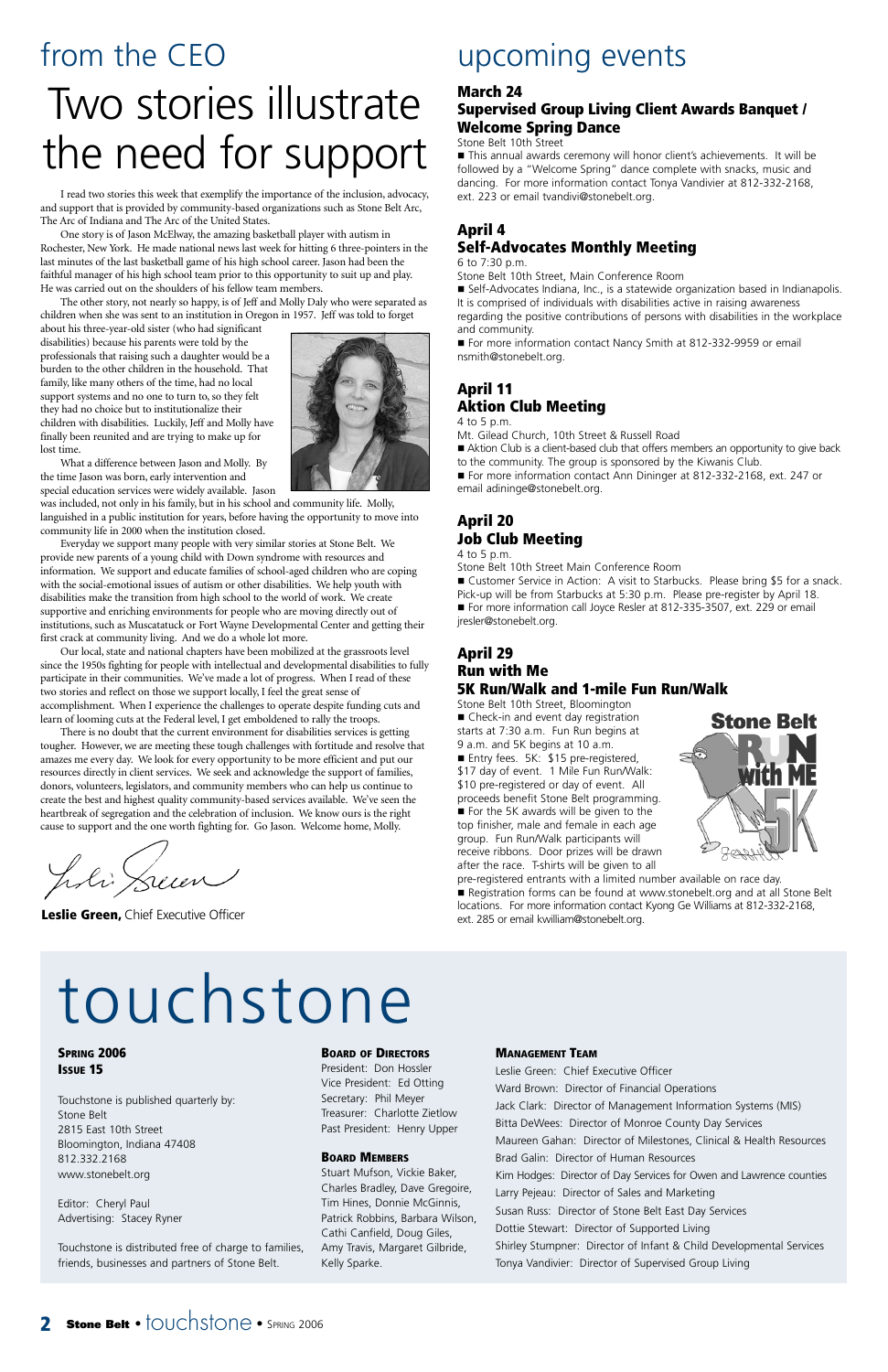# from the CEO

## Two stories illustrate the need for support

I read two stories this week that exemplify the importance of the inclusion, advocacy, and support that is provided by community-based organizations such as Stone Belt Arc, The Arc of Indiana and The Arc of the United States.

One story is of Jason McElway, the amazing basketball player with autism in Rochester, New York. He made national news last week for hitting 6 three-pointers in the last minutes of the last basketball game of his high school career. Jason had been the faithful manager of his high school team prior to this opportunity to suit up and play. He was carried out on the shoulders of his fellow team members.

The other story, not nearly so happy, is of Jeff and Molly Daly who were separated as children when she was sent to an institution in Oregon in 1957. Jeff was told to forget about his three-year-old sister (who had significant disabilities) because his parents were told by the professionals that raising such a daughter would be a burden to the other children in the household. That family, like many others of the time, had no local support systems and no one to turn to, so they felt they had no choice but to institutionalize their children with disabilities. Luckily, Jeff and Molly have finally been reunited and are trying to make up for lost time.

What a difference between Jason and Molly. By the time Jason was born, early intervention and special education services were widely available. Jason was included, not only in his family, but in his school and community life. Molly, languished in a public institution for years, before having the opportunity to move into community life in 2000 when the institution closed.

Everyday we support many people with very similar stories at Stone Belt. We provide new parents of a young child with Down syndrome with resources and information. We support and educate families of school-aged children who are coping with the social-emotional issues of autism or other disabilities. We help youth with disabilities make the transition from high school to the world of work. We create supportive and enriching environments for people who are moving directly out of institutions, such as Muscatatuck or Fort Wayne Developmental Center and getting their first crack at community living. And we do a whole lot more.

Our local, state and national chapters have been mobilized at the grassroots level since the 1950s fighting for people with intellectual and developmental disabilities to fully participate in their communities. We've made a lot of progress. When I read of these two stories and reflect on those we support locally, I feel the great sense of accomplishment. When I experience the challenges to operate despite funding cuts and learn of looming cuts at the Federal level, I get emboldened to rally the troops.

There is no doubt that the current environment for disabilities services is getting tougher. However, we are meeting these tough challenges with fortitude and resolve that amazes me every day. We look for every opportunity to be more efficient and put our resources directly in client services. We seek and acknowledge the support of families, donors, volunteers, legislators, and community members who can help us continue to create the best and highest quality community-based services available. We've seen the heartbreak of segregation and the celebration of inclusion. We know ours is the right cause to support and the one worth fighting for. Go Jason. Welcome home, Molly.

**Leslie Green,** Chief Executive Officer

# upcoming events

### March 24
### Supervised Group Living Client Awards Banquet / Welcome Spring Dance

Stone Belt 10th Street

- This annual awards ceremony will honor client's achievements. It will be followed by a "Welcome Spring" dance complete with snacks, music and dancing. For more information contact Tonya Vandivier at 812-332-2168, ext. 223 or email tvandivi@stonebelt.org.

### April 4
### Self-Advocates Monthly Meeting

6 to 7:30 p.m.
Stone Belt 10th Street, Main Conference Room

- Self-Advocates Indiana, Inc., is a statewide organization based in Indianapolis. It is comprised of individuals with disabilities active in raising awareness regarding the positive contributions of persons with disabilities in the workplace and community.
- For more information contact Nancy Smith at 812-332-9959 or email nsmith@stonebelt.org.

### April 11
### Aktion Club Meeting

4 to 5 p.m.
Mt. Gilead Church, 10th Street & Russell Road

- Aktion Club is a client-based club that offers members an opportunity to give back to the community. The group is sponsored by the Kiwanis Club.
- For more information contact Ann Dininger at 812-332-2168, ext. 247 or email adininge@stonebelt.org.

### April 20
### Job Club Meeting

4 to 5 p.m.
Stone Belt 10th Street Main Conference Room

- Customer Service in Action: A visit to Starbucks. Please bring $5 for a snack. Pick-up will be from Starbucks at 5:30 p.m. Please pre-register by April 18.
- For more information call Joyce Resler at 812-335-3507, ext. 229 or email jresler@stonebelt.org.

### April 29
### Run with Me
### 5K Run/Walk and 1-mile Fun Run/Walk

Stone Belt 10th Street, Bloomington

- Check-in and event day registration starts at 7:30 a.m. Fun Run begins at 9 a.m. and 5K begins at 10 a.m.
- Entry fees. 5K: $15 pre-registered, $17 day of event. 1 Mile Fun Run/Walk: $10 pre-registered or day of event. All proceeds benefit Stone Belt programming.
- For the 5K awards will be given to the top finisher, male and female in each age group. Fun Run/Walk participants will receive ribbons. Door prizes will be drawn after the race. T-shirts will be given to all pre-registered entrants with a limited number available on race day.
- Registration forms can be found at www.stonebelt.org and at all Stone Belt locations. For more information contact Kyong Ge Williams at 812-332-2168, ext. 285 or email kwilliam@stonebelt.org.

# touchstone

**SPRING 2006**
**ISSUE 15**

Touchstone is published quarterly by:
Stone Belt
2815 East 10th Street
Bloomington, Indiana 47408
812.332.2168
www.stonebelt.org

Editor: Cheryl Paul
Advertising: Stacey Ryner

Touchstone is distributed free of charge to families, friends, businesses and partners of Stone Belt.

**BOARD OF DIRECTORS**

President: Don Hossler
Vice President: Ed Otting
Secretary: Phil Meyer
Treasurer: Charlotte Zietlow
Past President: Henry Upper

**BOARD MEMBERS**

Stuart Mufson, Vickie Baker, Charles Bradley, Dave Gregoire, Tim Hines, Donnie McGinnis, Patrick Robbins, Barbara Wilson, Cathi Canfield, Doug Giles, Amy Travis, Margaret Gilbride, Kelly Sparke.

**MANAGEMENT TEAM**

Leslie Green: Chief Executive Officer
Ward Brown: Director of Financial Operations
Jack Clark: Director of Management Information Systems (MIS)
Bitta DeWees: Director of Monroe County Day Services
Maureen Gahan: Director of Milestones, Clinical & Health Resources
Brad Galin: Director of Human Resources
Kim Hodges: Director of Day Services for Owen and Lawrence counties
Larry Pejeau: Director of Sales and Marketing
Susan Russ: Director of Stone Belt East Day Services
Dottie Stewart: Director of Supported Living
Shirley Stumpner: Director of Infant & Child Developmental Services
Tonya Vandivier: Director of Supervised Group Living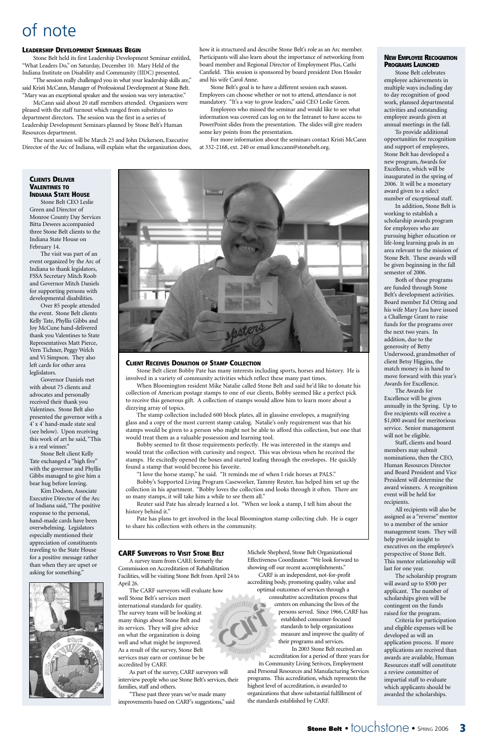# of note

### Leadership Development Seminars Begin

Stone Belt held its first Leadership Development Seminar entitled, "What Leaders Do," on Saturday, December 10. Mary Held of the Indiana Institute on Disability and Community (IIDC) presented.

"The session really challenged you in what your leadership skills are," said Kristi McCann, Manager of Professional Development at Stone Belt. "Mary was an exceptional speaker and the session was very interactive."

McCann said about 20 staff members attended. Organizers were pleased with the staff turnout which ranged from substitutes to department directors. The session was the first in a series of Leadership Development Seminars planned by Stone Belt's Human Resources department.

The next session will be March 25 and John Dickerson, Executive Director of the Arc of Indiana, will explain what the organization does, how it is structured and describe Stone Belt's role as an Arc member. Participants will also learn about the importance of networking from board member and Regional Director of Employment Plus, Cathi Canfield. This session is sponsored by board president Don Hossler and his wife Carol Anne.

Stone Belt's goal is to have a different session each season. Employees can choose whether or not to attend, attendance is not mandatory. "It's a way to grow leaders," said CEO Leslie Green.

Employees who missed the seminar and would like to see what information was covered can log on to the Intranet to have access to PowerPoint slides from the presentation. The slides will give readers some key points from the presentation.

For more information about the seminars contact Kristi McCann at 332-2168, ext. 240 or email kmccann@stonebelt.org.

### Clients Deliver Valentines to Indiana State House

Stone Belt CEO Leslie Green and Director of Monroe County Day Services Bitta Dewees accompanied three Stone Belt clients to the Indiana State House on February 14.

The visit was part of an event organized by the Arc of Indiana to thank legislators, FSSA Secretary Mitch Roob and Governor Mitch Daniels for supporting persons with developmental disabilities.

Over 85 people attended the event. Stone Belt clients Kelly Tate, Phyllis Gibbs and Joy McCune hand-delivered thank you Valentines to State Representatives Matt Pierce, Vern Tichner, Peggy Welch and Vi Simpson. They also left cards for other area leglislators.

Governor Daniels met with about 75 clients and advocates and personally received their thank you Valentines. Stone Belt also presented the governor with a 4' x 4' hand-made state seal (see below). Upon receiving this work of art he said, "This is a real winner."

Stone Belt client Kelly Tate exchanged a "high five" with the governor and Phyllis Gibbs managed to give him a bear hug before leaving.

Kim Dodson, Associate Executive Director of the Arc of Indiana said, "The positive response to the personal, hand-made cards have been overwhelming. Legislators especially mentioned their appreciation of constituents traveling to the State House for a positive message rather than when they are upset or asking for something."

### Client Receives Donation of Stamp Collection

Stone Belt client Bobby Pate has many interests including sports, horses and history. He is involved in a variety of community activities which reflect these many past times.

When Bloomington resident Mike Natalie called Stone Belt and said he'd like to donate his collection of American postage stamps to one of our clients, Bobby seemed like a perfect pick to receive this generous gift. A collection of stamps would allow him to learn more about a dizzying array of topics.

The stamp collection included 600 block plates, all in glassine envelopes, a magnifying glass and a copy of the most current stamp catalog. Natalie's only requirement was that his stamps would be given to a person who might not be able to afford this collection, but one that would treat them as a valuable possession and learning tool.

Bobby seemed to fit those requirements perfectly. He was interested in the stamps and would treat the collection with curiosity and respect. This was obvious when he received the stamps. He excitedly opened the boxes and started leafing through the envelopes. He quickly found a stamp that would become his favorite.

"I love the horse stamp," he said. "It reminds me of when I ride horses at PALS."

Bobby's Supported Living Program Caseworker, Tammy Reuter, has helped him set up the collection in his apartment. "Bobby loves the collection and looks through it often. There are so many stamps, it will take him a while to see them all."

Reuter said Pate has already learned a lot. "When we look a stamp, I tell him about the history behind it."

Pate has plans to get involved in the local Bloomington stamp collecting club. He is eager to share his collection with others in the community.

### CARF Surveyors to Visit Stone Belt

A survey team from CARF, formerly the Commission on Accreditation of Rehabilitation Facilities, will be visiting Stone Belt from April 24 to April 26.

The CARF surveyors will evaluate how well Stone Belt's services meet international standards for quality. The survey team will be looking at many things about Stone Belt and its services. They will give advice on what the organization is doing well and what might be improved. As a result of the survey, Stone Belt services may earn or continue be be accredited by CARF.

As part of the survey, CARF surveyors will interview people who use Stone Belt's services, their families, staff and others.

"These past three years we've made many improvements based on CARF's suggestions," said Michele Shepherd, Stone Belt Organizational Effectiveness Coordinator. "We look forward to showing off our recent accomplishments."

CARF is an independent, not-for-profit accrediting body, promoting quality, value and optimal outcomes of services through a consultative accreditation process that centers on enhancing the lives of the persons served. Since 1966, CARF has established consumer-focused standards to help organizations measure and improve the quality of their programs and services.

In 2003 Stone Belt received an accreditation for a period of three years for its Community Living Serivces, Employment and Personal Resources and Manufacturing Services programs. This accreditation, which represents the highest level of accreditation, is awarded to organizations that show substantial fulfillment of the standards established by CARF.

### New Employee Recognition Programs Launched

Stone Belt celebrates employee achievements in multiple ways including day to day recognition of good work, planned departmental activities and outstanding employee awards given at annual meetings in the fall.

To provide additional opportunities for recognition and support of employees, Stone Belt has developed a new program, Awards for Excellence, which will be inaugurated in the spring of 2006. It will be a monetary award given to a select number of exceptional staff.

In addition, Stone Belt is working to establish a scholarship awards program for employees who are pursuing higher education or life-long learning goals in an area relevant to the mission of Stone Belt. These awards will be given beginning in the fall semester of 2006.

Both of these programs are funded through Stone Belt's development activities. Board member Ed Otting and his wife Mary Lou have issued a Challenge Grant to raise funds for the programs over the next two years. In addition, due to the generosity of Betty Underwood, grandmother of client Betsy Higgins, the match money is in hand to move forward with this year's Awards for Excellence.

The Awards for Excellence will be given annually in the Spring. Up to five recipients will receive a $1,000 award for meritorious service. Senior management will not be eligible.

Staff, clients and board members may submit nominations, then the CEO, Human Resources Director and Board President and Vice President will determine the award winners. A recognition event will be held for recipients.

All recipients will also be assigned as a "reverse" mentor to a member of the senior management team. They will help provide insight to executives on the employee's perspective of Stone Belt. This mentor relationship will last for one year.

The scholarship program will award up to $500 per applicant. The number of scholarships given will be contingent on the funds raised for the program.

Criteria for participation and eligible expenses will be developed as will an application process. If more applications are received than awards are available, Human Resources staff will constitute a review committee of impartial staff to evaluate which applicants should be awarded the scholarships.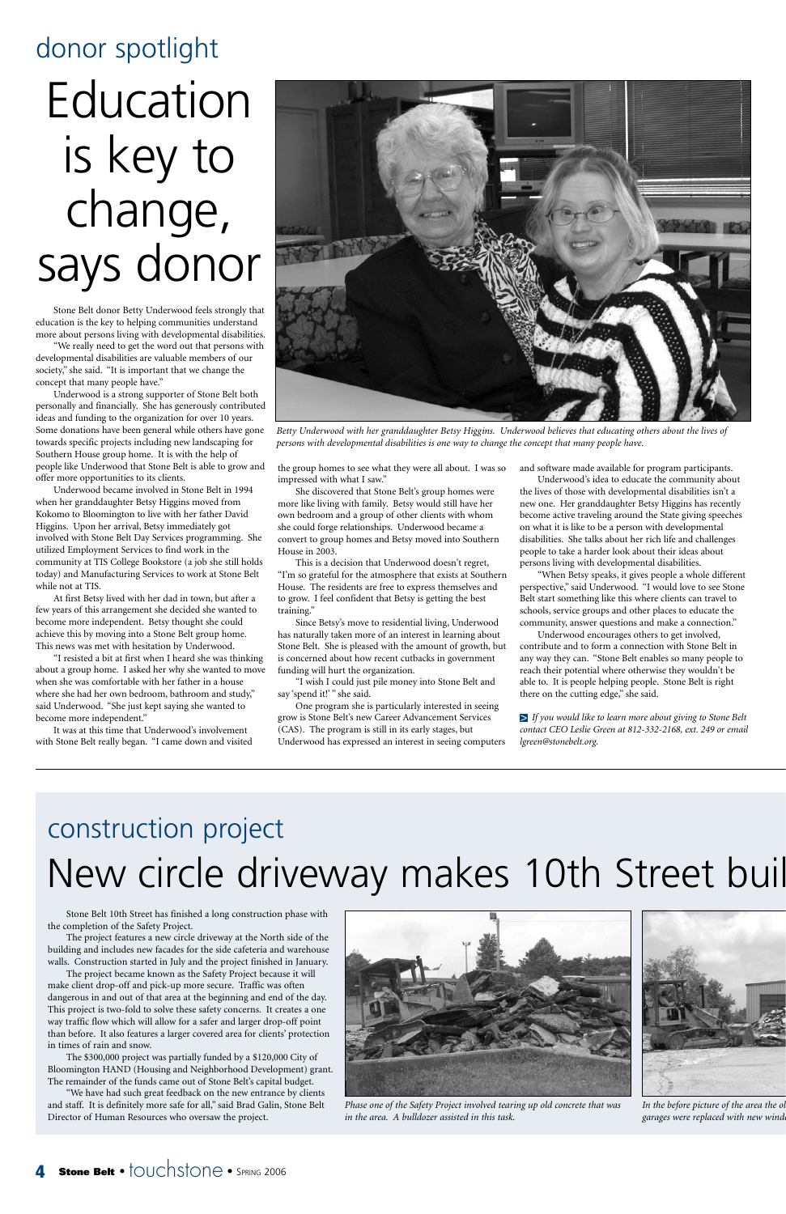## donor spotlight

# Education is key to change, says donor

Stone Belt donor Betty Underwood feels strongly that education is the key to helping communities understand more about persons living with developmental disabilities.

"We really need to get the word out that persons with developmental disabilities are valuable members of our society," she said. "It is important that we change the concept that many people have."

Underwood is a strong supporter of Stone Belt both personally and financially. She has generously contributed ideas and funding to the organization for over 10 years. Some donations have been general while others have gone towards specific projects including new landscaping for Southern House group home. It is with the help of people like Underwood that Stone Belt is able to grow and offer more opportunities to its clients.

Underwood became involved in Stone Belt in 1994 when her granddaughter Betsy Higgins moved from Kokomo to Bloomington to live with her father David Higgins. Upon her arrival, Betsy immediately got involved with Stone Belt Day Services programming. She utilized Employment Services to find work in the community at TIS College Bookstore (a job she still holds today) and Manufacturing Services to work at Stone Belt while not at TIS.

At first Betsy lived with her dad in town, but after a few years of this arrangement she decided she wanted to become more independent. Betsy thought she could achieve this by moving into a Stone Belt group home. This news was met with hesitation by Underwood.

"I resisted a bit at first when I heard she was thinking about a group home. I asked her why she wanted to move when she was comfortable with her father in a house where she had her own bedroom, bathroom and study," said Underwood. "She just kept saying she wanted to become more independent."

It was at this time that Underwood's involvement with Stone Belt really began. "I came down and visited the group homes to see what they were all about. I was so impressed with what I saw."

She discovered that Stone Belt's group homes were more like living with family. Betsy would still have her own bedroom and a group of other clients with whom she could forge relationships. Underwood became a convert to group homes and Betsy moved into Southern House in 2003.

This is a decision that Underwood doesn't regret, "I'm so grateful for the atmosphere that exists at Southern House. The residents are free to express themselves and to grow. I feel confident that Betsy is getting the best training."

Since Betsy's move to residential living, Underwood has naturally taken more of an interest in learning about Stone Belt. She is pleased with the amount of growth, but is concerned about how recent cutbacks in government funding will hurt the organization.

"I wish I could just pile money into Stone Belt and say 'spend it!' " she said.

One program she is particularly interested in seeing grow is Stone Belt's new Career Advancement Services (CAS). The program is still in its early stages, but Underwood has expressed an interest in seeing computers and software made available for program participants.

Underwood's idea to educate the community about the lives of those with developmental disabilities isn't a new one. Her granddaughter Betsy Higgins has recently become active traveling around the State giving speeches on what it is like to be a person with developmental disabilities. She talks about her rich life and challenges people to take a harder look about their ideas about persons living with developmental disabilities.

"When Betsy speaks, it gives people a whole different perspective," said Underwood. "I would love to see Stone Belt start something like this where clients can travel to schools, service groups and other places to educate the community, answer questions and make a connection."

Underwood encourages others to get involved, contribute and to form a connection with Stone Belt in any way they can. "Stone Belt enables so many people to reach their potential where otherwise they wouldn't be able to. It is people helping people. Stone Belt is right there on the cutting edge," she said.

*Betty Underwood with her granddaughter Betsy Higgins. Underwood believes that educating others about the lives of persons with developmental disabilities is one way to change the concept that many people have.*

> *If you would like to learn more about giving to Stone Belt contact CEO Leslie Green at 812-332-2168, ext. 249 or email lgreen@stonebelt.org.*

## construction project

# New circle driveway makes 10th Street buil

Stone Belt 10th Street has finished a long construction phase with the completion of the Safety Project.

The project features a new circle driveway at the North side of the building and includes new facades for the side cafeteria and warehouse walls. Construction started in July and the project finished in January.

The project became known as the Safety Project because it will make client drop-off and pick-up more secure. Traffic was often dangerous in and out of that area at the beginning and end of the day. This project is two-fold to solve these safety concerns. It creates a one way traffic flow which will allow for a safer and larger drop-off point than before. It also features a larger covered area for clients' protection in times of rain and snow.

The $300,000 project was partially funded by a $120,000 City of Bloomington HAND (Housing and Neighborhood Development) grant. The remainder of the funds came out of Stone Belt's capital budget.

"We have had such great feedback on the new entrance by clients and staff. It is definitely more safe for all," said Brad Galin, Stone Belt Director of Human Resources who oversaw the project.

*Phase one of the Safety Project involved tearing up old concrete that was in the area. A bulldozer assisted in this task.*

*In the before picture of the area the ol garages were replaced with new wind*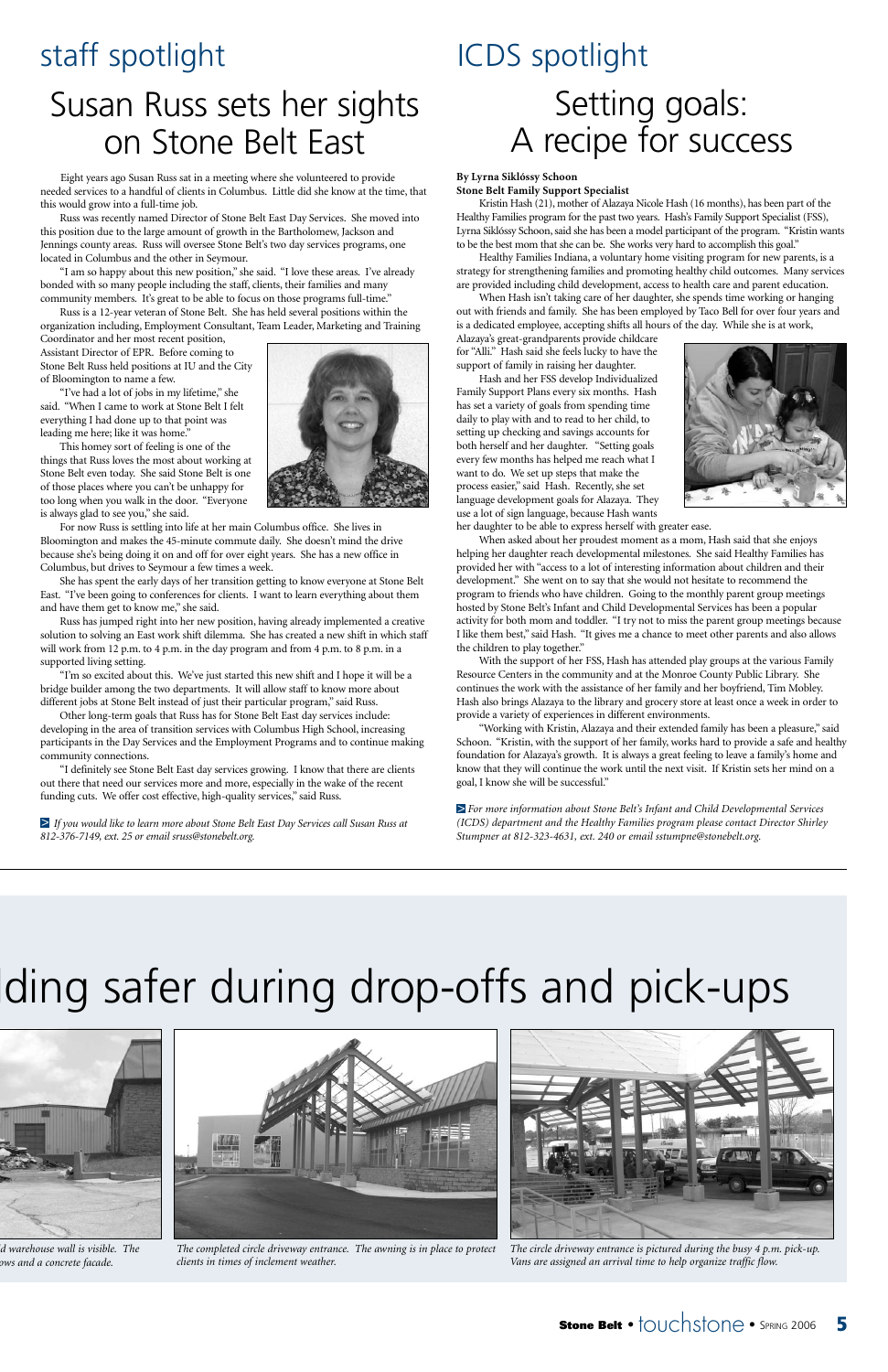## staff spotlight

# Susan Russ sets her sights on Stone Belt East

Eight years ago Susan Russ sat in a meeting where she volunteered to provide needed services to a handful of clients in Columbus. Little did she know at the time, that this would grow into a full-time job.

Russ was recently named Director of Stone Belt East Day Services. She moved into this position due to the large amount of growth in the Bartholomew, Jackson and Jennings county areas. Russ will oversee Stone Belt's two day services programs, one located in Columbus and the other in Seymour.

"I am so happy about this new position," she said. "I love these areas. I've already bonded with so many people including the staff, clients, their families and many community members. It's great to be able to focus on those programs full-time."

Russ is a 12-year veteran of Stone Belt. She has held several positions within the organization including, Employment Consultant, Team Leader, Marketing and Training Coordinator and her most recent position, Assistant Director of EPR. Before coming to Stone Belt Russ held positions at IU and the City of Bloomington to name a few.

"I've had a lot of jobs in my lifetime," she said. "When I came to work at Stone Belt I felt everything I had done up to that point was leading me here; like it was home."

This homey sort of feeling is one of the things that Russ loves the most about working at Stone Belt even today. She said Stone Belt is one of those places where you can't be unhappy for too long when you walk in the door. "Everyone is always glad to see you," she said.

For now Russ is settling into life at her main Columbus office. She lives in Bloomington and makes the 45-minute commute daily. She doesn't mind the drive because she's being doing it on and off for over eight years. She has a new office in Columbus, but drives to Seymour a few times a week.

She has spent the early days of her transition getting to know everyone at Stone Belt East. "I've been going to conferences for clients. I want to learn everything about them and have them get to know me," she said.

Russ has jumped right into her new position, having already implemented a creative solution to solving an East work shift dilemma. She has created a new shift in which staff will work from 12 p.m. to 4 p.m. in the day program and from 4 p.m. to 8 p.m. in a supported living setting.

"I'm so excited about this. We've just started this new shift and I hope it will be a bridge builder among the two departments. It will allow staff to know more about different jobs at Stone Belt instead of just their particular program," said Russ.

Other long-term goals that Russ has for Stone Belt East day services include: developing in the area of transition services with Columbus High School, increasing participants in the Day Services and the Employment Programs and to continue making community connections.

"I definitely see Stone Belt East day services growing. I know that there are clients out there that need our services more and more, especially in the wake of the recent funding cuts. We offer cost effective, high-quality services," said Russ.

*If you would like to learn more about Stone Belt East Day Services call Susan Russ at 812-376-7149, ext. 25 or email sruss@stonebelt.org.*

## ICDS spotlight

# Setting goals: A recipe for success

**By Lyrna Siklóssy Schoon**
**Stone Belt Family Support Specialist**

Kristin Hash (21), mother of Alazaya Nicole Hash (16 months), has been part of the Healthy Families program for the past two years. Hash's Family Support Specialist (FSS), Lyrna Siklóssy Schoon, said she has been a model participant of the program. "Kristin wants to be the best mom that she can be. She works very hard to accomplish this goal."

Healthy Families Indiana, a voluntary home visiting program for new parents, is a strategy for strengthening families and promoting healthy child outcomes. Many services are provided including child development, access to health care and parent education.

When Hash isn't taking care of her daughter, she spends time working or hanging out with friends and family. She has been employed by Taco Bell for over four years and is a dedicated employee, accepting shifts all hours of the day. While she is at work, Alazaya's great-grandparents provide childcare for "Alli." Hash said she feels lucky to have the support of family in raising her daughter.

Hash and her FSS develop Individualized Family Support Plans every six months. Hash has set a variety of goals from spending time daily to play with and to read to her child, to setting up checking and savings accounts for both herself and her daughter. "Setting goals every few months has helped me reach what I want to do. We set up steps that make the process easier," said Hash. Recently, she set language development goals for Alazaya. They use a lot of sign language, because Hash wants her daughter to be able to express herself with greater ease.

When asked about her proudest moment as a mom, Hash said that she enjoys helping her daughter reach developmental milestones. She said Healthy Families has provided her with "access to a lot of interesting information about children and their development." She went on to say that she would not hesitate to recommend the program to friends who have children. Going to the monthly parent group meetings hosted by Stone Belt's Infant and Child Developmental Services has been a popular activity for both mom and toddler. "I try not to miss the parent group meetings because I like them best," said Hash. "It gives me a chance to meet other parents and also allows the children to play together."

With the support of her FSS, Hash has attended play groups at the various Family Resource Centers in the community and at the Monroe County Public Library. She continues the work with the assistance of her family and her boyfriend, Tim Mobley. Hash also brings Alazaya to the library and grocery store at least once a week in order to provide a variety of experiences in different environments.

"Working with Kristin, Alazaya and their extended family has been a pleasure," said Schoon. "Kristin, with the support of her family, works hard to provide a safe and healthy foundation for Alazaya's growth. It is always a great feeling to leave a family's home and know that they will continue the work until the next visit. If Kristin sets her mind on a goal, I know she will be successful."

*For more information about Stone Belt's Infant and Child Developmental Services (ICDS) department and the Healthy Families program please contact Director Shirley Stumpner at 812-323-4631, ext. 240 or email sstumpne@stonebelt.org.*

---

# ...ding safer during drop-offs and pick-ups

*...d warehouse wall is visible. The ...ows and a concrete facade.*

*The completed circle driveway entrance. The awning is in place to protect clients in times of inclement weather.*

*The circle driveway entrance is pictured during the busy 4 p.m. pick-up. Vans are assigned an arrival time to help organize traffic flow.*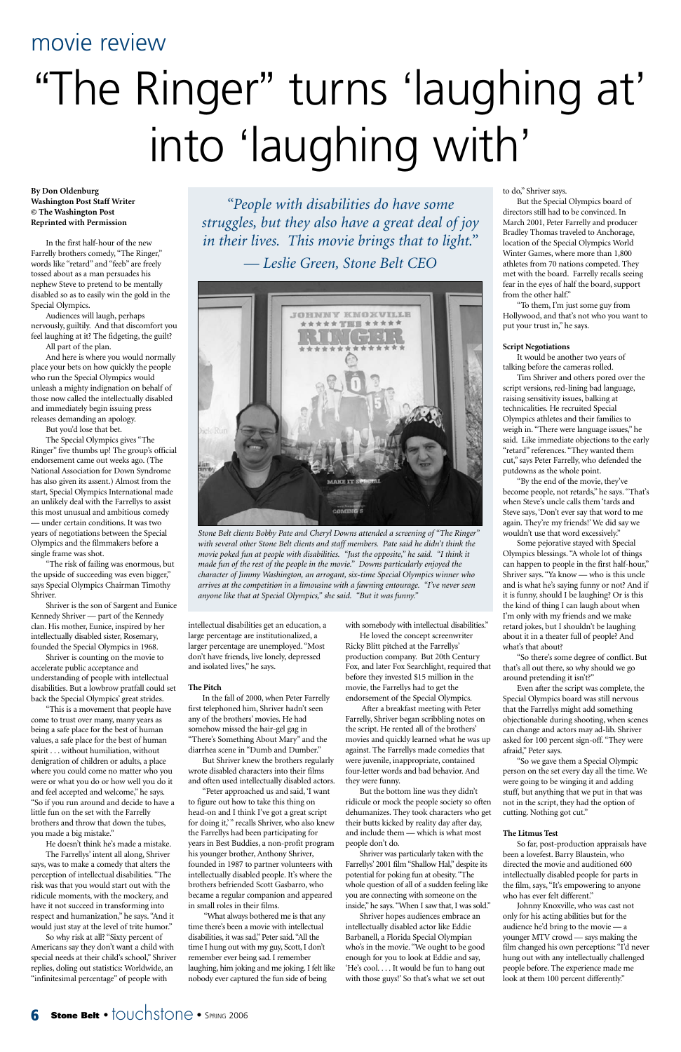movie review

# "The Ringer" turns 'laughing at' into 'laughing with'

**By Don Oldenburg**
**Washington Post Staff Writer**
**© The Washington Post**
**Reprinted with Permission**

*"People with disabilities do have some struggles, but they also have a great deal of joy in their lives. This movie brings that to light." — Leslie Green, Stone Belt CEO*

In the first half-hour of the new Farrelly brothers comedy, "The Ringer," words like "retard" and "feeb" are freely tossed about as a man persuades his nephew Steve to pretend to be mentally disabled so as to easily win the gold in the Special Olympics.

Audiences will laugh, perhaps nervously, guiltily. And that discomfort you feel laughing at it? The fidgeting, the guilt?

All part of the plan.

And here is where you would normally place your bets on how quickly the people who run the Special Olympics would unleash a mighty indignation on behalf of those now called the intellectually disabled and immediately begin issuing press releases demanding an apology.

But you'd lose that bet.

The Special Olympics gives "The Ringer" five thumbs up! The group's official endorsement came out weeks ago. (The National Association for Down Syndrome has also given its assent.) Almost from the start, Special Olympics International made an unlikely deal with the Farrellys to assist this most unusual and ambitious comedy — under certain conditions. It was two years of negotiations between the Special Olympics and the filmmakers before a single frame was shot.

"The risk of failing was enormous, but the upside of succeeding was even bigger," says Special Olympics Chairman Timothy Shriver.

Shriver is the son of Sargent and Eunice Kennedy Shriver — part of the Kennedy clan. His mother, Eunice, inspired by her intellectually disabled sister, Rosemary, founded the Special Olympics in 1968.

Shriver is counting on the movie to accelerate public acceptance and understanding of people with intellectual disabilities. But a lowbrow pratfall could set back the Special Olympics' great strides.

"This is a movement that people have come to trust over many, many years as being a safe place for the best of human values, a safe place for the best of human spirit . . . without humiliation, without denigration of children or adults, a place where you could come no matter who you were or what you do or how well you do it and feel accepted and welcomed," he says. "So if you run around and decide to have a little fun on the set with the Farrelly brothers and throw that down the tubes, you made a big mistake."

He doesn't think he's made a mistake.

The Farrellys' intent all along, Shriver says, was to make a comedy that alters the perception of intellectual disabilities. "The risk was that you would start out with the ridicule moments, with the mockery, and have it not succeed in transforming into respect and humanization," he says. "And it would just stay at the level of trite humor."

So why risk at all? "Sixty percent of Americans say they don't want a child with special needs at their child's school," Shriver replies, doling out statistics: Worldwide, an "infinitesimal percentage" of people with intellectual disabilities get an education, a large percentage are institutionalized, a larger percentage are unemployed. "Most don't have friends, live lonely, depressed and isolated lives," he says.

*Stone Belt clients Bobby Pate and Cheryl Downs attended a screening of "The Ringer" with several other Stone Belt clients and staff members. Pate said he didn't think the movie poked fun at people with disabilities. "Just the opposite," he said. "I think it made fun of the rest of the people in the movie." Downs particularly enjoyed the character of Jimmy Washington, an arrogant, six-time Special Olympics winner who arrives at the competition in a limousine with a fawning entourage. "I've never seen anyone like that at Special Olympics," she said. "But it was funny."*

### The Pitch

In the fall of 2000, when Peter Farrelly first telephoned him, Shriver hadn't seen any of the brothers' movies. He had somehow missed the hair-gel gag in "There's Something About Mary" and the diarrhea scene in "Dumb and Dumber."

But Shriver knew the brothers regularly wrote disabled characters into their films and often used intellectually disabled actors.

"Peter approached us and said, 'I want to figure out how to take this thing on head-on and I think I've got a great script for doing it,'" recalls Shriver, who also knew the Farrellys had been participating for years in Best Buddies, a non-profit program his younger brother, Anthony Shriver, founded in 1987 to partner volunteers with intellectually disabled people. It's where the brothers befriended Scott Gasbarro, who became a regular companion and appeared in small roles in their films.

"What always bothered me is that any time there's been a movie with intellectual disabilities, it was sad," Peter said. "All the time I hung out with my guy, Scott, I don't remember ever being sad. I remember laughing, him joking and me joking. I felt like nobody ever captured the fun side of being with somebody with intellectual disabilities."

He loved the concept screenwriter Ricky Blitt pitched at the Farrellys' production company. But 20th Century Fox, and later Fox Searchlight, required that before they invested $15 million in the movie, the Farrellys had to get the endorsement of the Special Olympics.

After a breakfast meeting with Peter Farrelly, Shriver began scribbling notes on the script. He rented all of the brothers' movies and quickly learned what he was up against. The Farrellys made comedies that were juvenile, inappropriate, contained four-letter words and bad behavior. And they were funny.

But the bottom line was they didn't ridicule or mock the people society so often dehumanizes. They took characters who get their butts kicked by reality day after day, and include them — which is what most people don't do.

Shriver was particularly taken with the Farrellys' 2001 film "Shallow Hal," despite its potential for poking fun at obesity. "The whole question of all of a sudden feeling like you are connecting with someone on the inside," he says. "When I saw that, I was sold."

Shriver hopes audiences embrace an intellectually disabled actor like Eddie Barbanell, a Florida Special Olympian who's in the movie. "We ought to be good enough for you to look at Eddie and say, 'He's cool. . . . It would be fun to hang out with those guys!' So that's what we set out to do," Shriver says.

But the Special Olympics board of directors still had to be convinced. In March 2001, Peter Farrelly and producer Bradley Thomas traveled to Anchorage, location of the Special Olympics World Winter Games, where more than 1,800 athletes from 70 nations competed. They met with the board. Farrelly recalls seeing fear in the eyes of half the board, support from the other half."

"To them, I'm just some guy from Hollywood, and that's not who you want to put your trust in," he says.

### Script Negotiations

It would be another two years of talking before the cameras rolled.

Tim Shriver and others pored over the script versions, red-lining bad language, raising sensitivity issues, balking at technicalities. He recruited Special Olympics athletes and their families to weigh in. "There were language issues," he said. Like immediate objections to the early "retard" references. "They wanted them cut," says Peter Farrelly, who defended the putdowns as the whole point.

"By the end of the movie, they've become people, not retards," he says. "That's when Steve's uncle calls them 'tards and Steve says, 'Don't ever say that word to me again. They're my friends!' We did say we wouldn't use that word excessively."

Some pejorative stayed with Special Olympics blessings. "A whole lot of things can happen to people in the first half-hour," Shriver says. "Ya know — who is this uncle and is what he's saying funny or not? And if it is funny, should I be laughing? Or is this the kind of thing I can laugh about when I'm only with my friends and we make retard jokes, but I shouldn't be laughing about it in a theater full of people? And what's that about?

"So there's some degree of conflict. But that's all out there, so why should we go around pretending it isn't?"

Even after the script was complete, the Special Olympics board was still nervous that the Farrellys might add something objectionable during shooting, when scenes can change and actors may ad-lib. Shriver asked for 100 percent sign-off. "They were afraid," Peter says.

"So we gave them a Special Olympic person on the set every day all the time. We were going to be winging it and adding stuff, but anything that we put in that was not in the script, they had the option of cutting. Nothing got cut."

### The Litmus Test

So far, post-production appraisals have been a lovefest. Barry Blaustein, who directed the movie and auditioned 600 intellectually disabled people for parts in the film, says, "It's empowering to anyone who has ever felt different."

Johnny Knoxville, who was cast not only for his acting abilities but for the audience he'd bring to the movie — a younger MTV crowd — says making the film changed his own perceptions: "I'd never hung out with any intellectually challenged people before. The experience made me look at them 100 percent differently."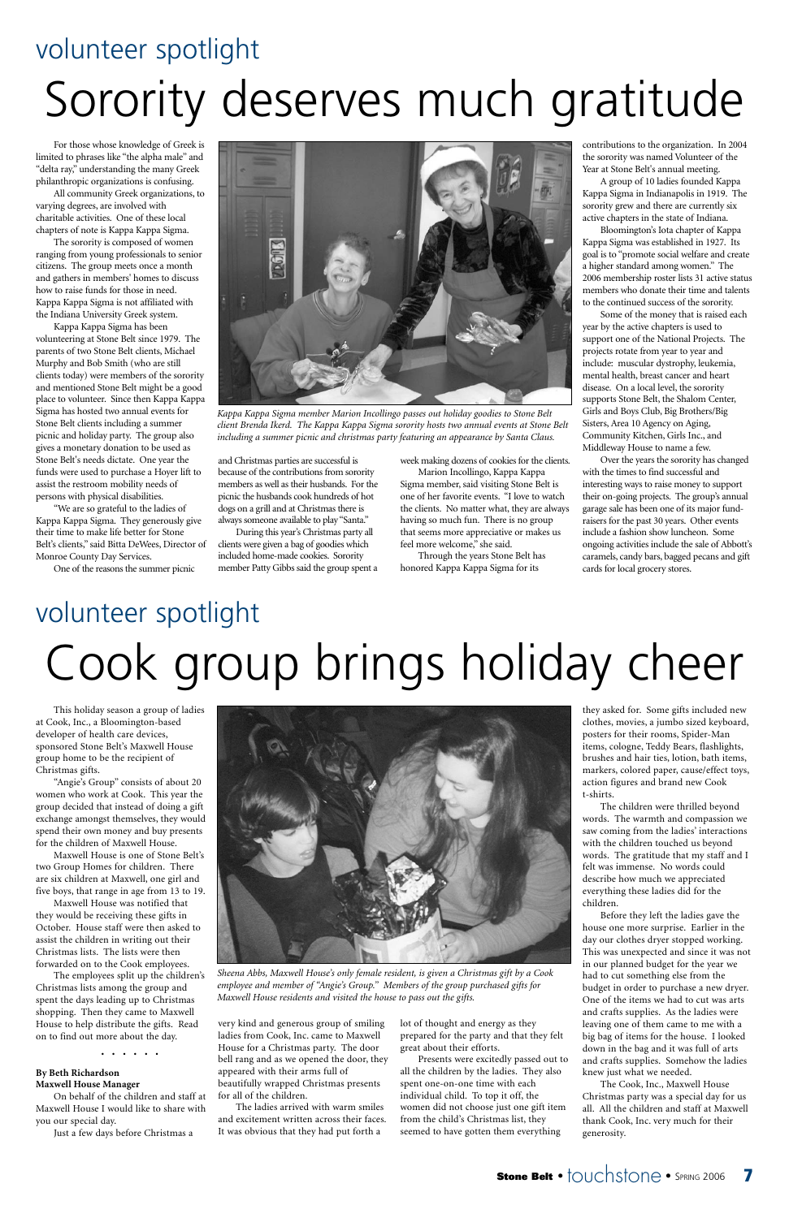volunteer spotlight

# Sorority deserves much gratitude

For those whose knowledge of Greek is limited to phrases like "the alpha male" and "delta ray," understanding the many Greek philanthropic organizations is confusing.

All community Greek organizations, to varying degrees, are involved with charitable activities. One of these local chapters of note is Kappa Kappa Sigma.

The sorority is composed of women ranging from young professionals to senior citizens. The group meets once a month and gathers in members' homes to discuss how to raise funds for those in need. Kappa Kappa Sigma is not affiliated with the Indiana University Greek system.

Kappa Kappa Sigma has been volunteering at Stone Belt since 1979. The parents of two Stone Belt clients, Michael Murphy and Bob Smith (who are still clients today) were members of the sorority and mentioned Stone Belt might be a good place to volunteer. Since then Kappa Kappa Sigma has hosted two annual events for Stone Belt clients including a summer picnic and holiday party. The group also gives a monetary donation to be used as Stone Belt's needs dictate. One year the funds were used to purchase a Hoyer lift to assist the restroom mobility needs of persons with physical disabilities.

"We are so grateful to the ladies of Kappa Kappa Sigma. They generously give their time to make life better for Stone Belt's clients," said Bitta DeWees, Director of Monroe County Day Services.

One of the reasons the summer picnic and Christmas parties are successful is because of the contributions from sorority members as well as their husbands. For the picnic the husbands cook hundreds of hot dogs on a grill and at Christmas there is always someone available to play "Santa."

During this year's Christmas party all clients were given a bag of goodies which included home-made cookies. Sorority member Patty Gibbs said the group spent a week making dozens of cookies for the clients.

Marion Incollingo, Kappa Kappa Sigma member, said visiting Stone Belt is one of her favorite events. "I love to watch the clients. No matter what, they are always having so much fun. There is no group that seems more appreciative or makes us feel more welcome," she said.

Through the years Stone Belt has honored Kappa Kappa Sigma for its contributions to the organization. In 2004 the sorority was named Volunteer of the Year at Stone Belt's annual meeting.

*Kappa Kappa Sigma member Marion Incollingo passes out holiday goodies to Stone Belt client Brenda Ikerd. The Kappa Kappa Sigma sorority hosts two annual events at Stone Belt including a summer picnic and christmas party featuring an appearance by Santa Claus.*

A group of 10 ladies founded Kappa Kappa Sigma in Indianapolis in 1919. The sorority grew and there are currently six active chapters in the state of Indiana.

Bloomington's Iota chapter of Kappa Kappa Sigma was established in 1927. Its goal is to "promote social welfare and create a higher standard among women." The 2006 membership roster lists 31 active status members who donate their time and talents to the continued success of the sorority.

Some of the money that is raised each year by the active chapters is used to support one of the National Projects. The projects rotate from year to year and include: muscular dystrophy, leukemia, mental health, breast cancer and heart disease. On a local level, the sorority supports Stone Belt, the Shalom Center, Girls and Boys Club, Big Brothers/Big Sisters, Area 10 Agency on Aging, Community Kitchen, Girls Inc., and Middleway House to name a few.

Over the years the sorority has changed with the times to find successful and interesting ways to raise money to support their on-going projects. The group's annual garage sale has been one of its major fund-raisers for the past 30 years. Other events include a fashion show luncheon. Some ongoing activities include the sale of Abbott's caramels, candy bars, bagged pecans and gift cards for local grocery stores.

volunteer spotlight

# Cook group brings holiday cheer

This holiday season a group of ladies at Cook, Inc., a Bloomington-based developer of health care devices, sponsored Stone Belt's Maxwell House group home to be the recipient of Christmas gifts.

"Angie's Group" consists of about 20 women who work at Cook. This year the group decided that instead of doing a gift exchange amongst themselves, they would spend their own money and buy presents for the children of Maxwell House.

Maxwell House is one of Stone Belt's two Group Homes for children. There are six children at Maxwell, one girl and five boys, that range in age from 13 to 19.

Maxwell House was notified that they would be receiving these gifts in October. House staff were then asked to assist the children in writing out their Christmas lists. The lists were then forwarded on to the Cook employees.

The employees split up the children's Christmas lists among the group and spent the days leading up to Christmas shopping. Then they came to Maxwell House to help distribute the gifts. Read on to find out more about the day.

• • • • • •

**By Beth Richardson**
**Maxwell House Manager**

On behalf of the children and staff at Maxwell House I would like to share with you our special day.

Just a few days before Christmas a very kind and generous group of smiling ladies from Cook, Inc. came to Maxwell House for a Christmas party. The door bell rang and as we opened the door, they appeared with their arms full of beautifully wrapped Christmas presents for all of the children.

The ladies arrived with warm smiles and excitement written across their faces. It was obvious that they had put forth a lot of thought and energy as they prepared for the party and that they felt great about their efforts.

Presents were excitedly passed out to all the children by the ladies. They also spent one-on-one time with each individual child. To top it off, the women did not choose just one gift item from the child's Christmas list, they seemed to have gotten them everything they asked for. Some gifts included new clothes, movies, a jumbo sized keyboard, posters for their rooms, Spider-Man items, cologne, Teddy Bears, flashlights, brushes and hair ties, lotion, bath items, markers, colored paper, cause/effect toys, action figures and brand new Cook t-shirts.

*Sheena Abbs, Maxwell House's only female resident, is given a Christmas gift by a Cook employee and member of "Angie's Group." Members of the group purchased gifts for Maxwell House residents and visited the house to pass out the gifts.*

The children were thrilled beyond words. The warmth and compassion we saw coming from the ladies' interactions with the children touched us beyond words. The gratitude that my staff and I felt was immense. No words could describe how much we appreciated everything these ladies did for the children.

Before they left the ladies gave the house one more surprise. Earlier in the day our clothes dryer stopped working. This was unexpected and since it was not in our planned budget for the year we had to cut something else from the budget in order to purchase a new dryer. One of the items we had to cut was arts and crafts supplies. As the ladies were leaving one of them came to me with a big bag of items for the house. I looked down in the bag and it was full of arts and crafts supplies. Somehow the ladies knew just what we needed.

The Cook, Inc., Maxwell House Christmas party was a special day for us all. All the children and staff at Maxwell thank Cook, Inc. very much for their generosity.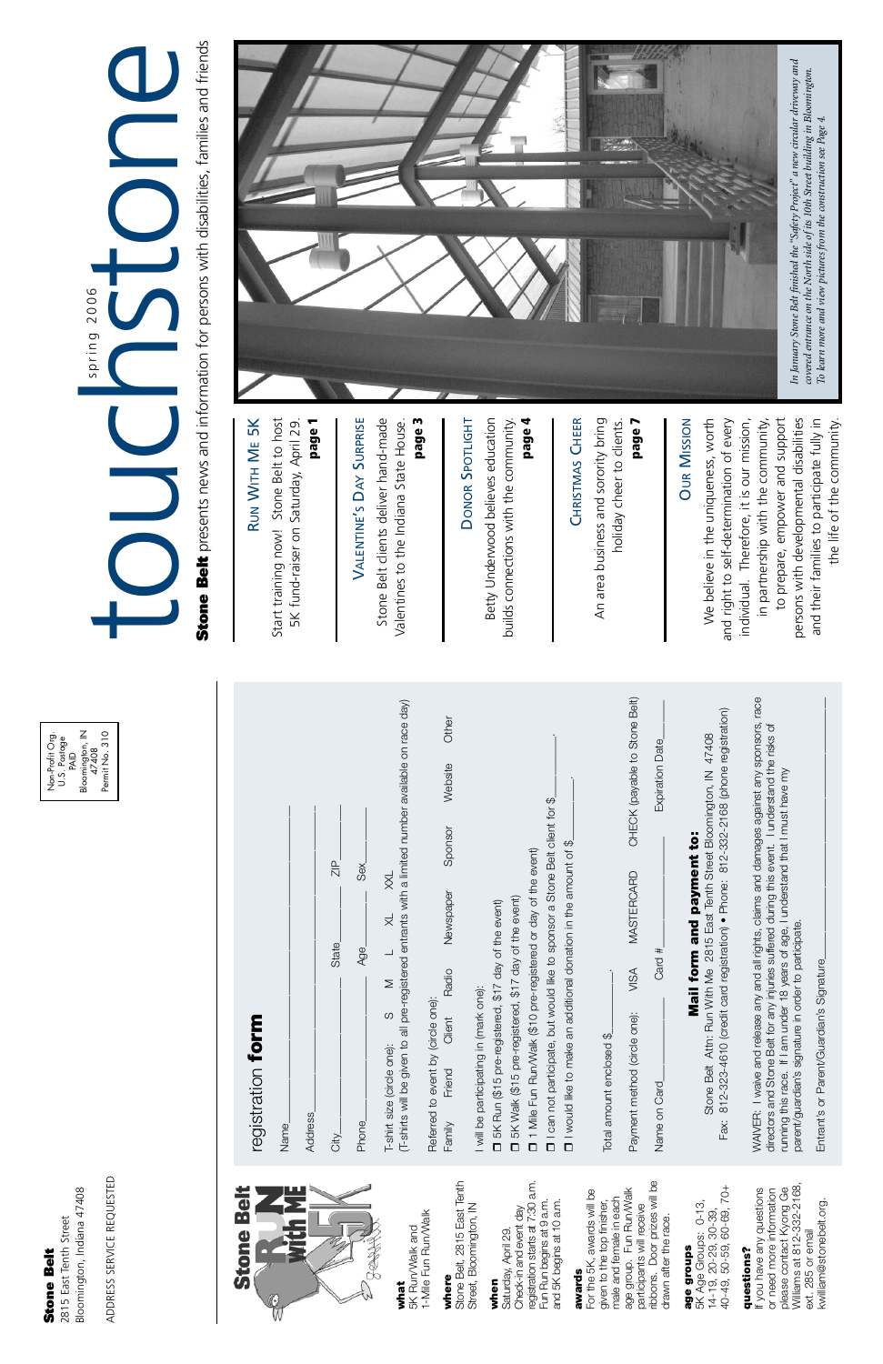**Stone Belt**
2815 East Tenth Street
Bloomington, Indiana 47408

ADDRESS SERVICE REQUESTED

Non-Profit Org.
U.S. Postage
PAID
Bloomington, IN
47408
Permit No. 310

# touchstone

spring 2006

**Stone Belt** presents news and information for persons with disabilities, families and friends

*In January Stone Belt finished the "Safety Project" a new circular driveway and covered entrance on the North side of its 10th Street building in Bloomington. To learn more and view pictures from the construction see Page 4.*

## Run With Me 5K

Start training now! Stone Belt to host 5K fund-raiser on Saturday, April 29. **page 1**

## Valentine's Day Surprise

Stone Belt clients deliver hand-made Valentines to the Indiana State House. **page 3**

## Donor Spotlight

Betty Underwood believes education builds connections with the community. **page 4**

## Christmas Cheer

An area business and sorority bring holiday cheer to clients. **page 7**

## Our Mission

We believe in the uniqueness, worth and right to self-determination of every individual. Therefore, it is our mission, in partnership with the community, to prepare, empower and support persons with developmental disabilities and their families to participate fully in the life of the community.

---

## Stone Belt Run With Me 5K

**what**
5K Run/Walk and
1-Mile Fun Run/Walk

**where**
Stone Belt, 2815 East Tenth Street, Bloomington, IN

**when**
Saturday, April 29.
Check-in and event day registration starts at 7:30 a.m.
Fun Run begins at 9 a.m. and 5K begins at 10 a.m.

**awards**
For the 5K, awards will be given to the top finisher, male and female in each age group. Fun Run/Walk participants will receive ribbons. Door prizes will be drawn after the race.

**age groups**
5K Age Groups: 0-13, 14-19, 20-29, 30-39, 40-49, 50-59, 60-69, 70+

**questions?**
If you have any questions or need more information please contact Kyong Ge Williams at 812-332-2168, ext. 285 or email kwilliam@stonebelt.org.

## registration **form**

Name\_\_\_\_\_\_\_\_\_\_\_\_\_\_\_\_\_\_\_\_\_\_\_\_\_\_\_\_\_\_\_\_\_\_\_\_\_\_\_\_

Address\_\_\_\_\_\_\_\_\_\_\_\_\_\_\_\_\_\_\_\_\_\_\_\_\_\_\_\_\_\_\_\_\_\_\_\_\_\_

City\_\_\_\_\_\_\_\_\_\_\_\_\_\_\_\_\_\_ State\_\_\_\_\_\_\_\_ ZIP\_\_\_\_\_\_\_\_

Phone\_\_\_\_\_\_\_\_\_\_\_\_\_\_\_\_\_\_ Age\_\_\_\_\_\_\_\_ Sex\_\_\_\_\_\_\_\_

T-shirt size (circle one): S M L XL XXL
(T-shirts will be given to all pre-registered entrants with a limited number available on race day)

Referred to event by (circle one):
Family Friend Client Radio Newspaper Sponsor Website Other

I will be participating in (mark one):

- ☐ 5K Run ($15 pre-registered, $17 day of the event)
- ☐ 5K Walk ($15 pre-registered, $17 day of the event)
- ☐ 1 Mile Fun Run/Walk ($10 pre-registered or day of the event)
- ☐ I can not participate, but would like to sponsor a Stone Belt client for $\_\_\_\_\_\_\_.
- ☐ I would like to make an additional donation in the amount of $\_\_\_\_\_\_\_.

Total amount enclosed $\_\_\_\_\_\_\_\_\_.

Payment method (circle one): VISA MASTERCARD CHECK (payable to Stone Belt)

Name on Card\_\_\_\_\_\_\_\_\_\_\_\_ Card #\_\_\_\_\_\_\_\_\_\_\_\_ Expiration Date\_\_\_\_\_\_\_\_

**Mail form and payment to:**
Stone Belt Attn: Run With Me 2815 East Tenth Street Bloomington, IN 47408
Fax: 812-323-4610 (credit card registration) • Phone: 812-332-2168 (phone registration)

WAIVER: I waive and release any and all rights, claims and damages against any sponsors, race directors and Stone Belt for any injuries suffered during this event. I understand the risks of running this race. If I am under 18 years of age, I understand that I must have my parent/guardian's signature in order to participate.

Entrant's or Parent/Guardian's Signature\_\_\_\_\_\_\_\_\_\_\_\_\_\_\_\_\_\_\_\_\_\_\_\_\_\_\_\_\_\_\_\_\_\_\_\_\_\_